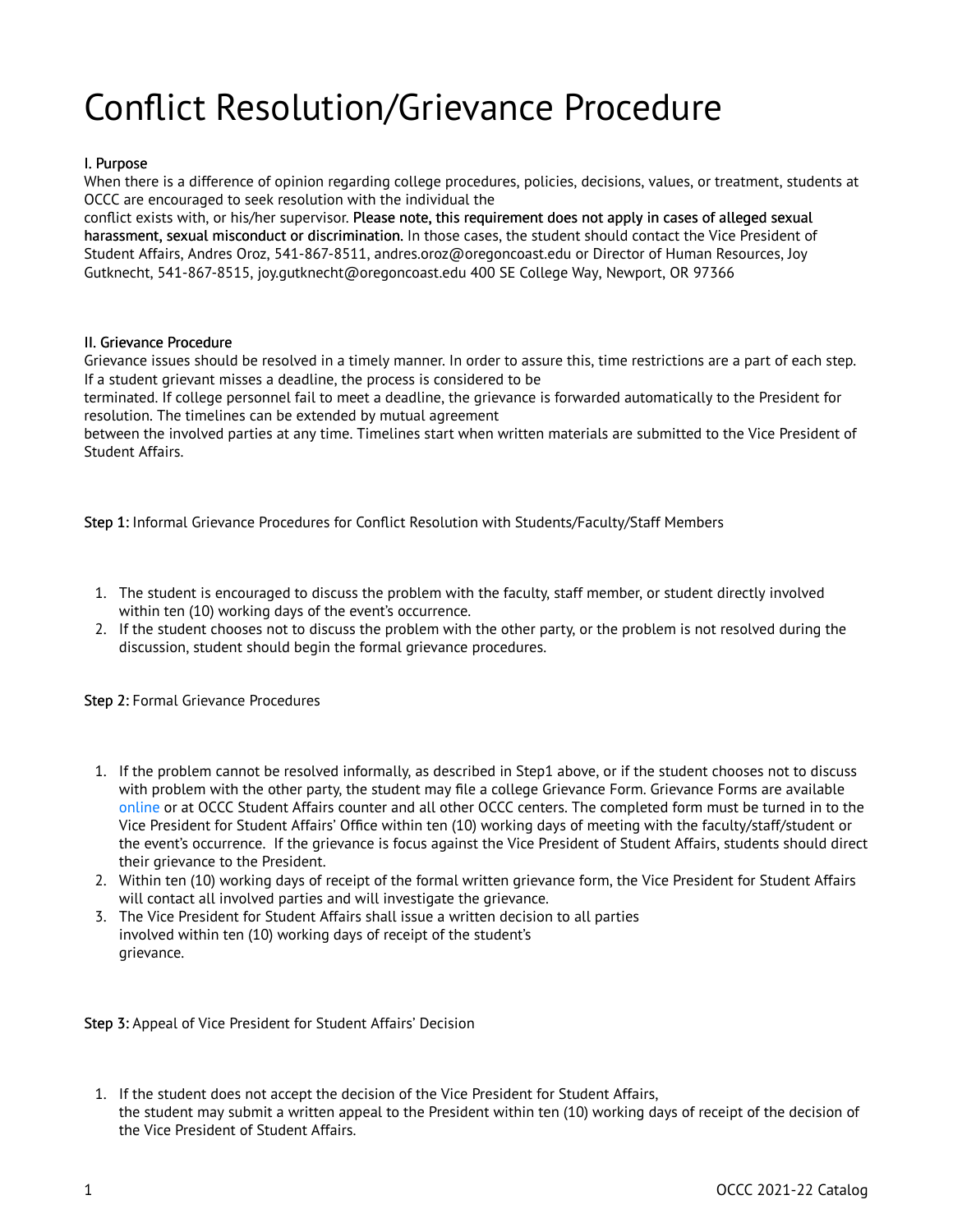# Conflict Resolution/Grievance Procedure

**I. Purpose**

When there is a difference of opinion regarding college procedures, policies, decisions, values, or treatment, students at OCCC are encouraged to seek resolution with the individual the conflict exists with, or his/her supervisor. **Please note, this requirement does not apply in cases of alleged sexual harassment, sexual misconduct or discrimination.** In those cases, the student should contact the Vice President of Student Affairs, Andres Oroz, 541-867-8511, andres.oroz@oregoncoast.edu or Director of Human Resources, Joy Gutknecht, 541-867-8515, joy.gutknecht@oregoncoast.edu 400 SE College Way, Newport, OR 97366

**II. Grievance Procedure**

Grievance issues should be resolved in a timely manner. In order to assure this, time restrictions are a part of each step. If a student grievant misses a deadline, the process is considered to be terminated. If college personnel fail to meet a deadline, the grievance is forwarded automatically to the President for resolution. The timelines can be extended by mutual agreement between the involved parties at any time. Timelines start when written materials are submitted to the Vice President of Student Affairs.

**Step 1:** Informal Grievance Procedures for Conflict Resolution with Students/Faculty/Staff Members

1. The student is encouraged to discuss the problem with the faculty, staff member, or student directly involved within ten (10) working days of the event's occurrence.
2. If the student chooses not to discuss the problem with the other party, or the problem is not resolved during the discussion, student should begin the formal grievance procedures.

**Step 2:** Formal Grievance Procedures

1. If the problem cannot be resolved informally, as described in Step1 above, or if the student chooses not to discuss with problem with the other party, the student may file a college Grievance Form. Grievance Forms are available online or at OCCC Student Affairs counter and all other OCCC centers. The completed form must be turned in to the Vice President for Student Affairs' Office within ten (10) working days of meeting with the faculty/staff/student or the event's occurrence. If the grievance is focus against the Vice President of Student Affairs, students should direct their grievance to the President.
2. Within ten (10) working days of receipt of the formal written grievance form, the Vice President for Student Affairs will contact all involved parties and will investigate the grievance.
3. The Vice President for Student Affairs shall issue a written decision to all parties involved within ten (10) working days of receipt of the student's grievance.

**Step 3:** Appeal of Vice President for Student Affairs' Decision

1. If the student does not accept the decision of the Vice President for Student Affairs, the student may submit a written appeal to the President within ten (10) working days of receipt of the decision of the Vice President of Student Affairs.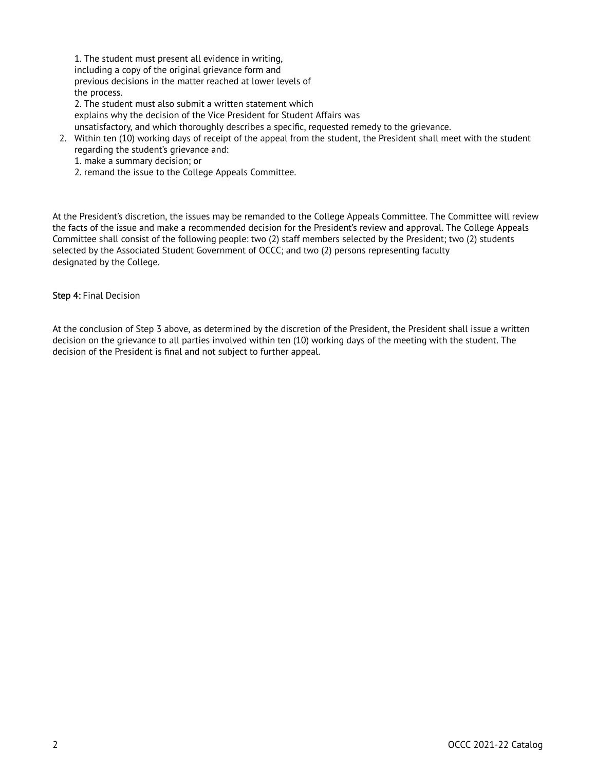1. The student must present all evidence in writing, including a copy of the original grievance form and previous decisions in the matter reached at lower levels of the process.
   2. The student must also submit a written statement which explains why the decision of the Vice President for Student Affairs was unsatisfactory, and which thoroughly describes a specific, requested remedy to the grievance.
2. Within ten (10) working days of receipt of the appeal from the student, the President shall meet with the student regarding the student's grievance and:
   1. make a summary decision; or
   2. remand the issue to the College Appeals Committee.

At the President's discretion, the issues may be remanded to the College Appeals Committee. The Committee will review the facts of the issue and make a recommended decision for the President's review and approval. The College Appeals Committee shall consist of the following people: two (2) staff members selected by the President; two (2) students selected by the Associated Student Government of OCCC; and two (2) persons representing faculty designated by the College.

**Step 4:** Final Decision

At the conclusion of Step 3 above, as determined by the discretion of the President, the President shall issue a written decision on the grievance to all parties involved within ten (10) working days of the meeting with the student. The decision of the President is final and not subject to further appeal.